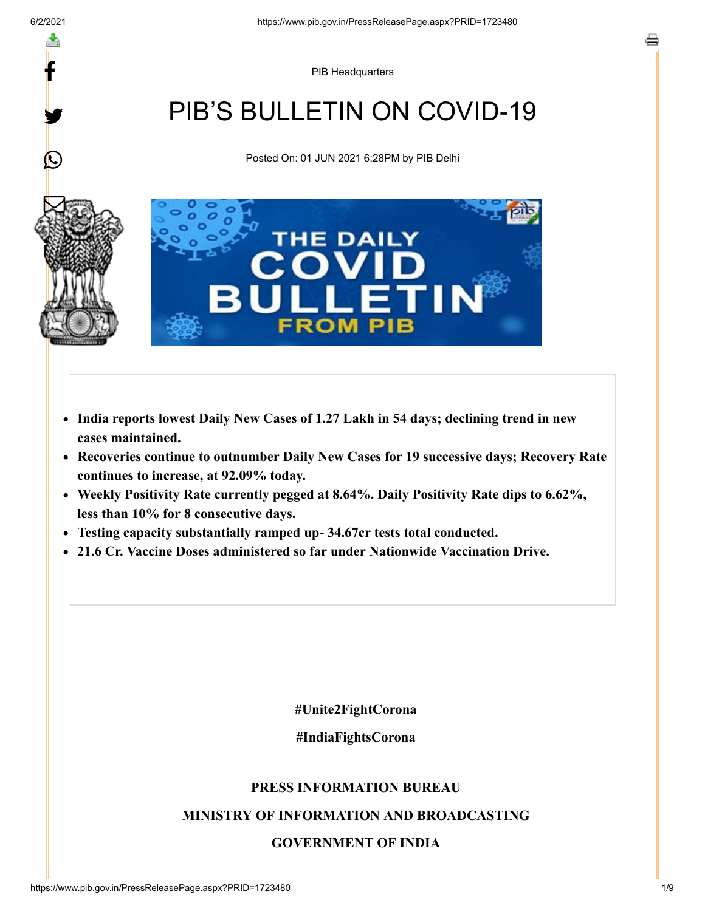PIB Headquarters

# PIB'S BULLETIN ON COVID-19

Posted On: 01 JUN 2021 6:28PM by PIB Delhi

- **India reports lowest Daily New Cases of 1.27 Lakh in 54 days; declining trend in new cases maintained.**
- **Recoveries continue to outnumber Daily New Cases for 19 successive days; Recovery Rate continues to increase, at 92.09% today.**
- **Weekly Positivity Rate currently pegged at 8.64%. Daily Positivity Rate dips to 6.62%, less than 10% for 8 consecutive days.**
- **Testing capacity substantially ramped up- 34.67cr tests total conducted.**
- **21.6 Cr. Vaccine Doses administered so far under Nationwide Vaccination Drive.**

**#Unite2FightCorona**

**#IndiaFightsCorona**

**PRESS INFORMATION BUREAU**

**MINISTRY OF INFORMATION AND BROADCASTING**

**GOVERNMENT OF INDIA**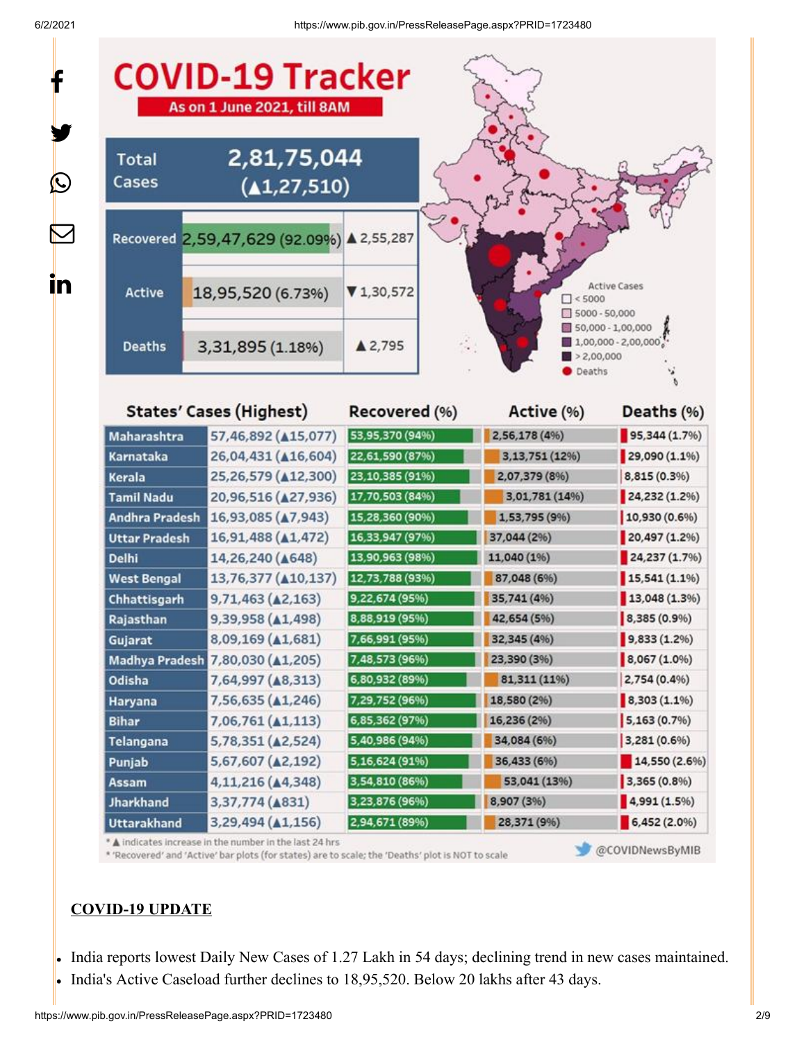# COVID-19 Tracker

**As on 1 June 2021, till 8AM**

| Total Cases | 2,81,75,044 (▲1,27,510) | |
|---|---|---|
| Recovered | 2,59,47,629 (92.09%) | ▲2,55,287 |
| Active | 18,95,520 (6.73%) | ▼1,30,572 |
| Deaths | 3,31,895 (1.18%) | ▲2,795 |

Active Cases: < 5000; 5000 - 50,000; 50,000 - 1,00,000; 1,00,000 - 2,00,000; > 2,00,000; Deaths

| States' Cases (Highest) | | Recovered (%) | Active (%) | Deaths (%) |
|---|---|---|---|---|
| Maharashtra | 57,46,892 (▲15,077) | 53,95,370 (94%) | 2,56,178 (4%) | 95,344 (1.7%) |
| Karnataka | 26,04,431 (▲16,604) | 22,61,590 (87%) | 3,13,751 (12%) | 29,090 (1.1%) |
| Kerala | 25,26,579 (▲12,300) | 23,10,385 (91%) | 2,07,379 (8%) | 8,815 (0.3%) |
| Tamil Nadu | 20,96,516 (▲27,936) | 17,70,503 (84%) | 3,01,781 (14%) | 24,232 (1.2%) |
| Andhra Pradesh | 16,93,085 (▲7,943) | 15,28,360 (90%) | 1,53,795 (9%) | 10,930 (0.6%) |
| Uttar Pradesh | 16,91,488 (▲1,472) | 16,33,947 (97%) | 37,044 (2%) | 20,497 (1.2%) |
| Delhi | 14,26,240 (▲648) | 13,90,963 (98%) | 11,040 (1%) | 24,237 (1.7%) |
| West Bengal | 13,76,377 (▲10,137) | 12,73,788 (93%) | 87,048 (6%) | 15,541 (1.1%) |
| Chhattisgarh | 9,71,463 (▲2,163) | 9,22,674 (95%) | 35,741 (4%) | 13,048 (1.3%) |
| Rajasthan | 9,39,958 (▲1,498) | 8,88,919 (95%) | 42,654 (5%) | 8,385 (0.9%) |
| Gujarat | 8,09,169 (▲1,681) | 7,66,991 (95%) | 32,345 (4%) | 9,833 (1.2%) |
| Madhya Pradesh | 7,80,030 (▲1,205) | 7,48,573 (96%) | 23,390 (3%) | 8,067 (1.0%) |
| Odisha | 7,64,997 (▲8,313) | 6,80,932 (89%) | 81,311 (11%) | 2,754 (0.4%) |
| Haryana | 7,56,635 (▲1,246) | 7,29,752 (96%) | 18,580 (2%) | 8,303 (1.1%) |
| Bihar | 7,06,761 (▲1,113) | 6,85,362 (97%) | 16,236 (2%) | 5,163 (0.7%) |
| Telangana | 5,78,351 (▲2,524) | 5,40,986 (94%) | 34,084 (6%) | 3,281 (0.6%) |
| Punjab | 5,67,607 (▲2,192) | 5,16,624 (91%) | 36,433 (6%) | 14,550 (2.6%) |
| Assam | 4,11,216 (▲4,348) | 3,54,810 (86%) | 53,041 (13%) | 3,365 (0.8%) |
| Jharkhand | 3,37,774 (▲831) | 3,23,876 (96%) | 8,907 (3%) | 4,991 (1.5%) |
| Uttarakhand | 3,29,494 (▲1,156) | 2,94,671 (89%) | 28,371 (9%) | 6,452 (2.0%) |

* ▲ indicates increase in the number in the last 24 hrs
* 'Recovered' and 'Active' bar plots (for states) are to scale; the 'Deaths' plot is NOT to scale

@COVIDNewsByMIB

## COVID-19 UPDATE

- India reports lowest Daily New Cases of 1.27 Lakh in 54 days; declining trend in new cases maintained.
- India's Active Caseload further declines to 18,95,520. Below 20 lakhs after 43 days.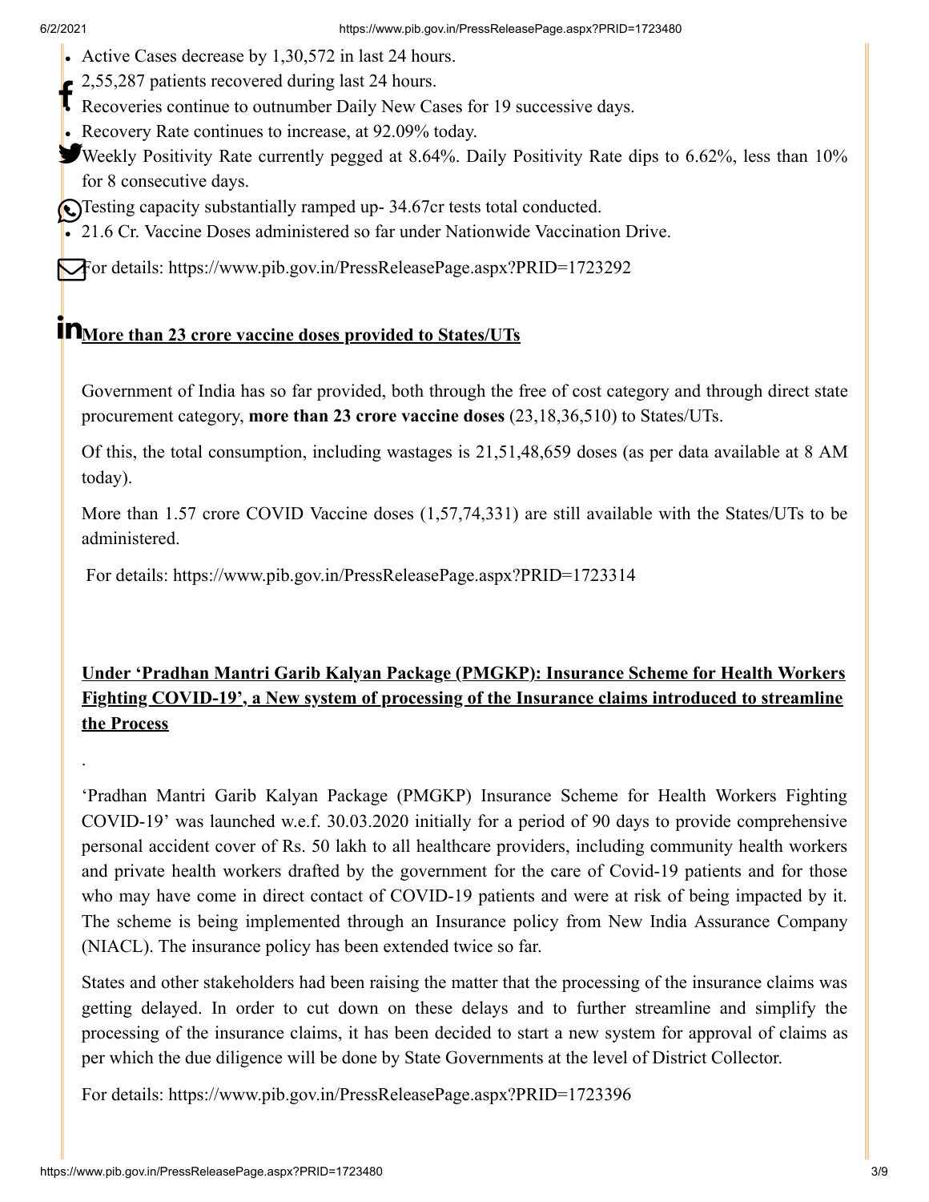- Active Cases decrease by 1,30,572 in last 24 hours.
- 2,55,287 patients recovered during last 24 hours.
- Recoveries continue to outnumber Daily New Cases for 19 successive days.
- Recovery Rate continues to increase, at 92.09% today.
- Weekly Positivity Rate currently pegged at 8.64%. Daily Positivity Rate dips to 6.62%, less than 10% for 8 consecutive days.
- Testing capacity substantially ramped up- 34.67cr tests total conducted.
- 21.6 Cr. Vaccine Doses administered so far under Nationwide Vaccination Drive.

For details: https://www.pib.gov.in/PressReleasePage.aspx?PRID=1723292

**More than 23 crore vaccine doses provided to States/UTs**

Government of India has so far provided, both through the free of cost category and through direct state procurement category, **more than 23 crore vaccine doses** (23,18,36,510) to States/UTs.

Of this, the total consumption, including wastages is 21,51,48,659 doses (as per data available at 8 AM today).

More than 1.57 crore COVID Vaccine doses (1,57,74,331) are still available with the States/UTs to be administered.

For details: https://www.pib.gov.in/PressReleasePage.aspx?PRID=1723314

**Under 'Pradhan Mantri Garib Kalyan Package (PMGKP): Insurance Scheme for Health Workers Fighting COVID-19', a New system of processing of the Insurance claims introduced to streamline the Process**

.

'Pradhan Mantri Garib Kalyan Package (PMGKP) Insurance Scheme for Health Workers Fighting COVID-19' was launched w.e.f. 30.03.2020 initially for a period of 90 days to provide comprehensive personal accident cover of Rs. 50 lakh to all healthcare providers, including community health workers and private health workers drafted by the government for the care of Covid-19 patients and for those who may have come in direct contact of COVID-19 patients and were at risk of being impacted by it. The scheme is being implemented through an Insurance policy from New India Assurance Company (NIACL). The insurance policy has been extended twice so far.

States and other stakeholders had been raising the matter that the processing of the insurance claims was getting delayed. In order to cut down on these delays and to further streamline and simplify the processing of the insurance claims, it has been decided to start a new system for approval of claims as per which the due diligence will be done by State Governments at the level of District Collector.

For details: https://www.pib.gov.in/PressReleasePage.aspx?PRID=1723396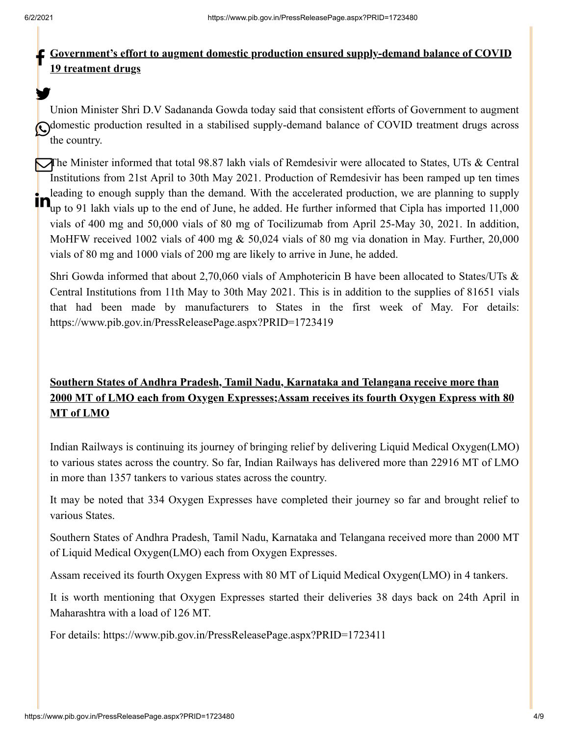**Government's effort to augment domestic production ensured supply-demand balance of COVID 19 treatment drugs**

Union Minister Shri D.V Sadananda Gowda today said that consistent efforts of Government to augment domestic production resulted in a stabilised supply-demand balance of COVID treatment drugs across the country.

The Minister informed that total 98.87 lakh vials of Remdesivir were allocated to States, UTs & Central Institutions from 21st April to 30th May 2021. Production of Remdesivir has been ramped up ten times leading to enough supply than the demand. With the accelerated production, we are planning to supply up to 91 lakh vials up to the end of June, he added. He further informed that Cipla has imported 11,000 vials of 400 mg and 50,000 vials of 80 mg of Tocilizumab from April 25-May 30, 2021. In addition, MoHFW received 1002 vials of 400 mg & 50,024 vials of 80 mg via donation in May. Further, 20,000 vials of 80 mg and 1000 vials of 200 mg are likely to arrive in June, he added.

Shri Gowda informed that about 2,70,060 vials of Amphotericin B have been allocated to States/UTs & Central Institutions from 11th May to 30th May 2021. This is in addition to the supplies of 81651 vials that had been made by manufacturers to States in the first week of May. For details: https://www.pib.gov.in/PressReleasePage.aspx?PRID=1723419

**Southern States of Andhra Pradesh, Tamil Nadu, Karnataka and Telangana receive more than 2000 MT of LMO each from Oxygen Expresses;Assam receives its fourth Oxygen Express with 80 MT of LMO**

Indian Railways is continuing its journey of bringing relief by delivering Liquid Medical Oxygen(LMO) to various states across the country. So far, Indian Railways has delivered more than 22916 MT of LMO in more than 1357 tankers to various states across the country.

It may be noted that 334 Oxygen Expresses have completed their journey so far and brought relief to various States.

Southern States of Andhra Pradesh, Tamil Nadu, Karnataka and Telangana received more than 2000 MT of Liquid Medical Oxygen(LMO) each from Oxygen Expresses.

Assam received its fourth Oxygen Express with 80 MT of Liquid Medical Oxygen(LMO) in 4 tankers.

It is worth mentioning that Oxygen Expresses started their deliveries 38 days back on 24th April in Maharashtra with a load of 126 MT.

For details: https://www.pib.gov.in/PressReleasePage.aspx?PRID=1723411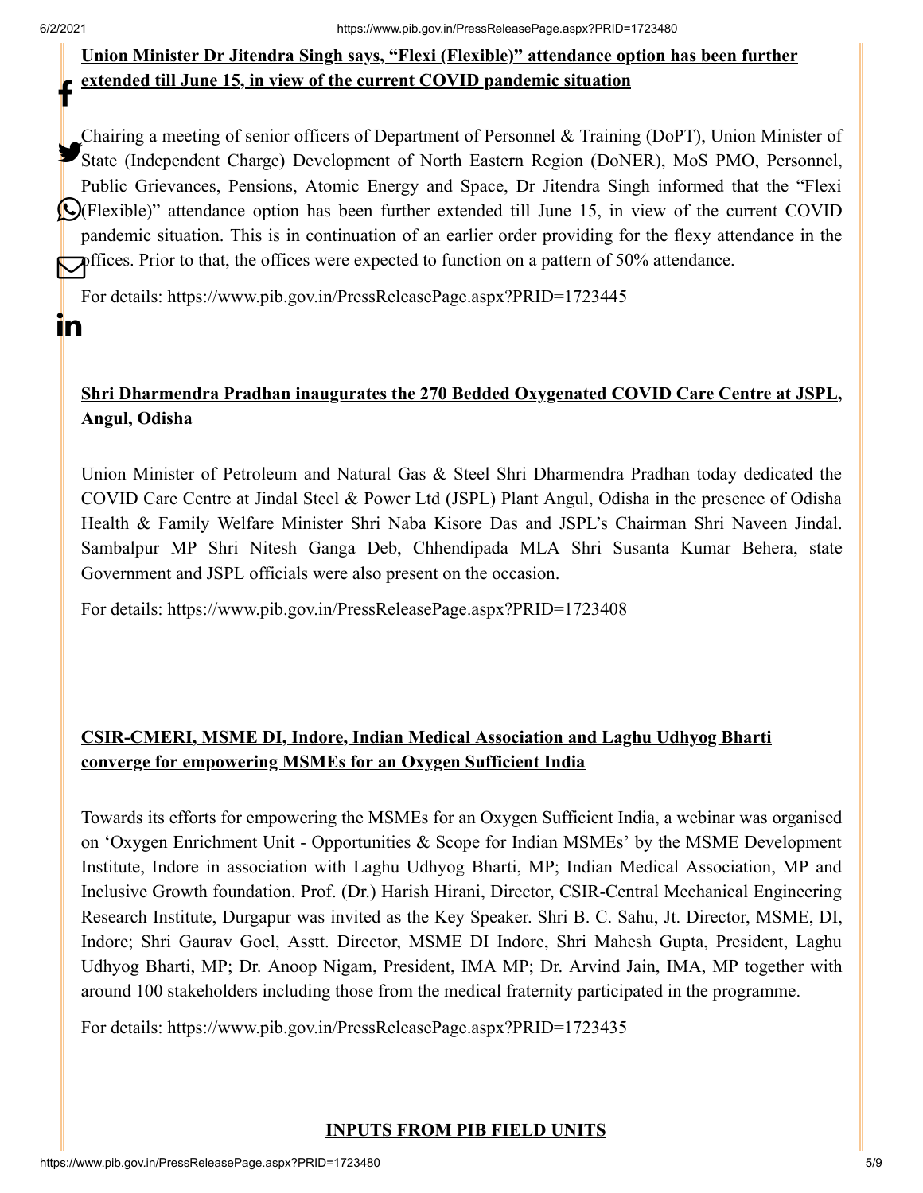**Union Minister Dr Jitendra Singh says, "Flexi (Flexible)" attendance option has been further extended till June 15, in view of the current COVID pandemic situation**

Chairing a meeting of senior officers of Department of Personnel & Training (DoPT), Union Minister of State (Independent Charge) Development of North Eastern Region (DoNER), MoS PMO, Personnel, Public Grievances, Pensions, Atomic Energy and Space, Dr Jitendra Singh informed that the "Flexi (Flexible)" attendance option has been further extended till June 15, in view of the current COVID pandemic situation. This is in continuation of an earlier order providing for the flexy attendance in the offices. Prior to that, the offices were expected to function on a pattern of 50% attendance.

For details: https://www.pib.gov.in/PressReleasePage.aspx?PRID=1723445

**Shri Dharmendra Pradhan inaugurates the 270 Bedded Oxygenated COVID Care Centre at JSPL, Angul, Odisha**

Union Minister of Petroleum and Natural Gas & Steel Shri Dharmendra Pradhan today dedicated the COVID Care Centre at Jindal Steel & Power Ltd (JSPL) Plant Angul, Odisha in the presence of Odisha Health & Family Welfare Minister Shri Naba Kisore Das and JSPL's Chairman Shri Naveen Jindal. Sambalpur MP Shri Nitesh Ganga Deb, Chhendipada MLA Shri Susanta Kumar Behera, state Government and JSPL officials were also present on the occasion.

For details: https://www.pib.gov.in/PressReleasePage.aspx?PRID=1723408

**CSIR-CMERI, MSME DI, Indore, Indian Medical Association and Laghu Udhyog Bharti converge for empowering MSMEs for an Oxygen Sufficient India**

Towards its efforts for empowering the MSMEs for an Oxygen Sufficient India, a webinar was organised on 'Oxygen Enrichment Unit - Opportunities & Scope for Indian MSMEs' by the MSME Development Institute, Indore in association with Laghu Udhyog Bharti, MP; Indian Medical Association, MP and Inclusive Growth foundation. Prof. (Dr.) Harish Hirani, Director, CSIR-Central Mechanical Engineering Research Institute, Durgapur was invited as the Key Speaker. Shri B. C. Sahu, Jt. Director, MSME, DI, Indore; Shri Gaurav Goel, Asstt. Director, MSME DI Indore, Shri Mahesh Gupta, President, Laghu Udhyog Bharti, MP; Dr. Anoop Nigam, President, IMA MP; Dr. Arvind Jain, IMA, MP together with around 100 stakeholders including those from the medical fraternity participated in the programme.

For details: https://www.pib.gov.in/PressReleasePage.aspx?PRID=1723435

**INPUTS FROM PIB FIELD UNITS**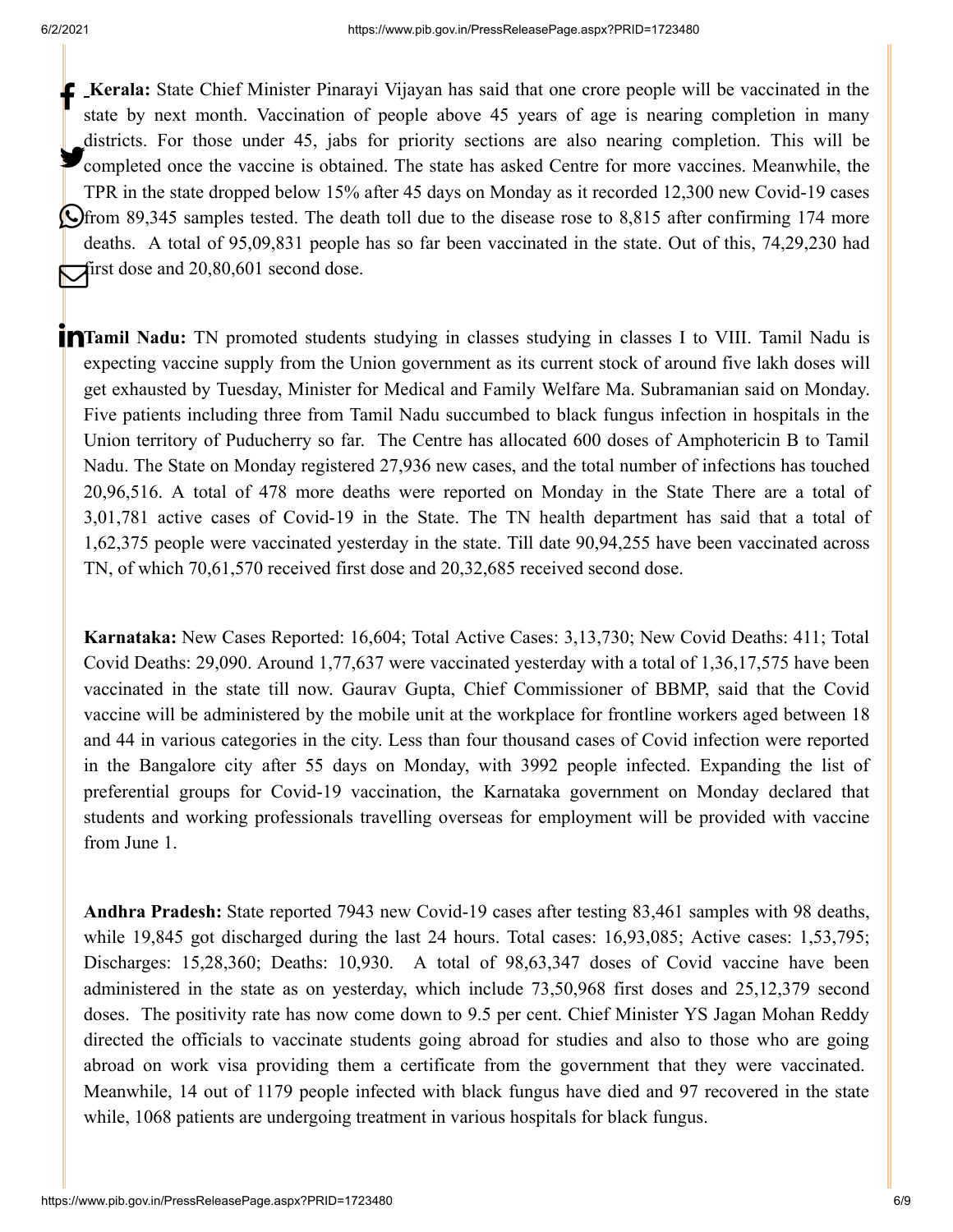**Kerala:** State Chief Minister Pinarayi Vijayan has said that one crore people will be vaccinated in the state by next month. Vaccination of people above 45 years of age is nearing completion in many districts. For those under 45, jabs for priority sections are also nearing completion. This will be completed once the vaccine is obtained. The state has asked Centre for more vaccines. Meanwhile, the TPR in the state dropped below 15% after 45 days on Monday as it recorded 12,300 new Covid-19 cases from 89,345 samples tested. The death toll due to the disease rose to 8,815 after confirming 174 more deaths. A total of 95,09,831 people has so far been vaccinated in the state. Out of this, 74,29,230 had first dose and 20,80,601 second dose.

**Tamil Nadu:** TN promoted students studying in classes studying in classes I to VIII. Tamil Nadu is expecting vaccine supply from the Union government as its current stock of around five lakh doses will get exhausted by Tuesday, Minister for Medical and Family Welfare Ma. Subramanian said on Monday. Five patients including three from Tamil Nadu succumbed to black fungus infection in hospitals in the Union territory of Puducherry so far. The Centre has allocated 600 doses of Amphotericin B to Tamil Nadu. The State on Monday registered 27,936 new cases, and the total number of infections has touched 20,96,516. A total of 478 more deaths were reported on Monday in the State There are a total of 3,01,781 active cases of Covid-19 in the State. The TN health department has said that a total of 1,62,375 people were vaccinated yesterday in the state. Till date 90,94,255 have been vaccinated across TN, of which 70,61,570 received first dose and 20,32,685 received second dose.

**Karnataka:** New Cases Reported: 16,604; Total Active Cases: 3,13,730; New Covid Deaths: 411; Total Covid Deaths: 29,090. Around 1,77,637 were vaccinated yesterday with a total of 1,36,17,575 have been vaccinated in the state till now. Gaurav Gupta, Chief Commissioner of BBMP, said that the Covid vaccine will be administered by the mobile unit at the workplace for frontline workers aged between 18 and 44 in various categories in the city. Less than four thousand cases of Covid infection were reported in the Bangalore city after 55 days on Monday, with 3992 people infected. Expanding the list of preferential groups for Covid-19 vaccination, the Karnataka government on Monday declared that students and working professionals travelling overseas for employment will be provided with vaccine from June 1.

**Andhra Pradesh:** State reported 7943 new Covid-19 cases after testing 83,461 samples with 98 deaths, while 19,845 got discharged during the last 24 hours. Total cases: 16,93,085; Active cases: 1,53,795; Discharges: 15,28,360; Deaths: 10,930. A total of 98,63,347 doses of Covid vaccine have been administered in the state as on yesterday, which include 73,50,968 first doses and 25,12,379 second doses. The positivity rate has now come down to 9.5 per cent. Chief Minister YS Jagan Mohan Reddy directed the officials to vaccinate students going abroad for studies and also to those who are going abroad on work visa providing them a certificate from the government that they were vaccinated. Meanwhile, 14 out of 1179 people infected with black fungus have died and 97 recovered in the state while, 1068 patients are undergoing treatment in various hospitals for black fungus.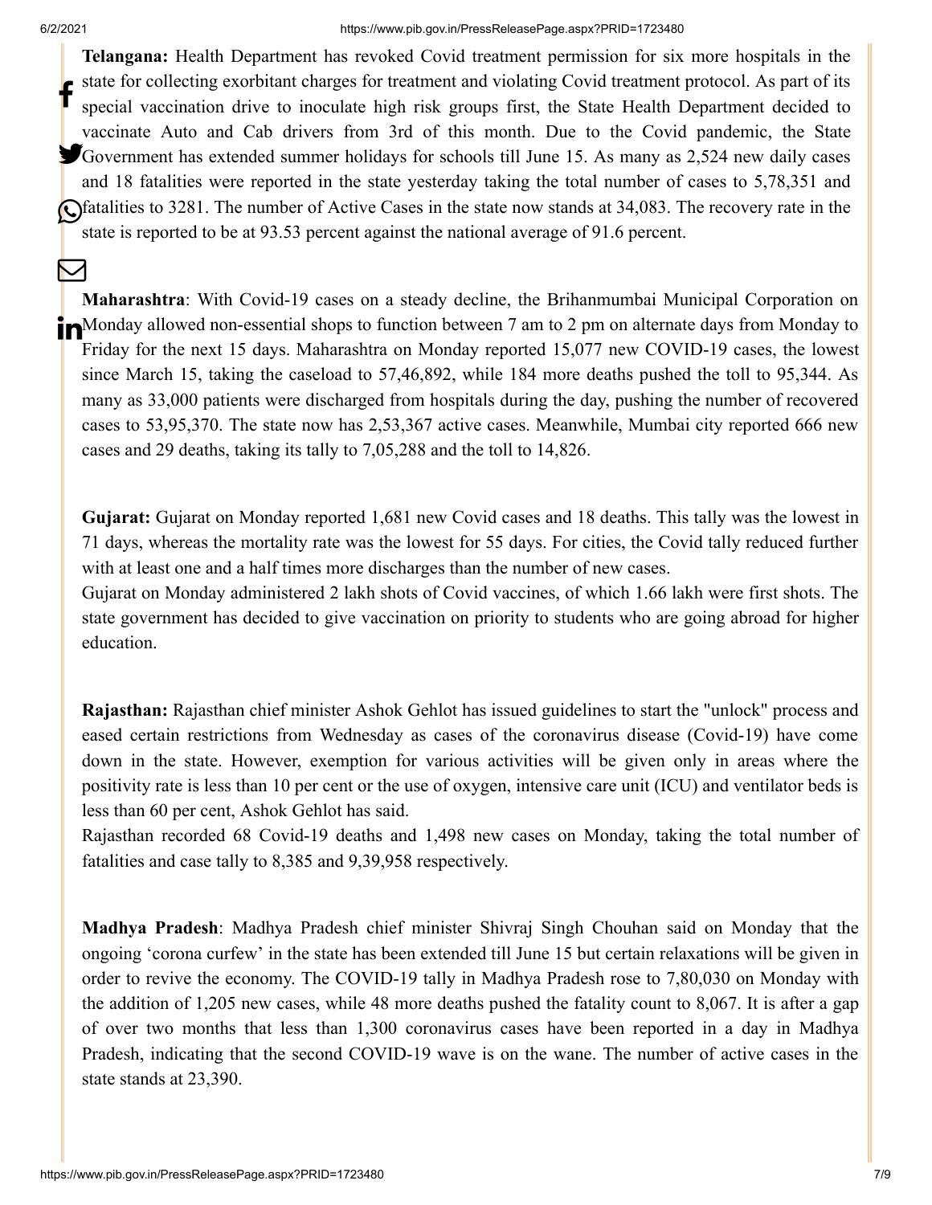**Telangana:** Health Department has revoked Covid treatment permission for six more hospitals in the state for collecting exorbitant charges for treatment and violating Covid treatment protocol. As part of its special vaccination drive to inoculate high risk groups first, the State Health Department decided to vaccinate Auto and Cab drivers from 3rd of this month. Due to the Covid pandemic, the State Government has extended summer holidays for schools till June 15. As many as 2,524 new daily cases and 18 fatalities were reported in the state yesterday taking the total number of cases to 5,78,351 and fatalities to 3281. The number of Active Cases in the state now stands at 34,083. The recovery rate in the state is reported to be at 93.53 percent against the national average of 91.6 percent.

**Maharashtra**: With Covid-19 cases on a steady decline, the Brihanmumbai Municipal Corporation on Monday allowed non-essential shops to function between 7 am to 2 pm on alternate days from Monday to Friday for the next 15 days. Maharashtra on Monday reported 15,077 new COVID-19 cases, the lowest since March 15, taking the caseload to 57,46,892, while 184 more deaths pushed the toll to 95,344. As many as 33,000 patients were discharged from hospitals during the day, pushing the number of recovered cases to 53,95,370. The state now has 2,53,367 active cases. Meanwhile, Mumbai city reported 666 new cases and 29 deaths, taking its tally to 7,05,288 and the toll to 14,826.

**Gujarat:** Gujarat on Monday reported 1,681 new Covid cases and 18 deaths. This tally was the lowest in 71 days, whereas the mortality rate was the lowest for 55 days. For cities, the Covid tally reduced further with at least one and a half times more discharges than the number of new cases.
Gujarat on Monday administered 2 lakh shots of Covid vaccines, of which 1.66 lakh were first shots. The state government has decided to give vaccination on priority to students who are going abroad for higher education.

**Rajasthan:** Rajasthan chief minister Ashok Gehlot has issued guidelines to start the "unlock" process and eased certain restrictions from Wednesday as cases of the coronavirus disease (Covid-19) have come down in the state. However, exemption for various activities will be given only in areas where the positivity rate is less than 10 per cent or the use of oxygen, intensive care unit (ICU) and ventilator beds is less than 60 per cent, Ashok Gehlot has said.
Rajasthan recorded 68 Covid-19 deaths and 1,498 new cases on Monday, taking the total number of fatalities and case tally to 8,385 and 9,39,958 respectively.

**Madhya Pradesh**: Madhya Pradesh chief minister Shivraj Singh Chouhan said on Monday that the ongoing 'corona curfew' in the state has been extended till June 15 but certain relaxations will be given in order to revive the economy. The COVID-19 tally in Madhya Pradesh rose to 7,80,030 on Monday with the addition of 1,205 new cases, while 48 more deaths pushed the fatality count to 8,067. It is after a gap of over two months that less than 1,300 coronavirus cases have been reported in a day in Madhya Pradesh, indicating that the second COVID-19 wave is on the wane. The number of active cases in the state stands at 23,390.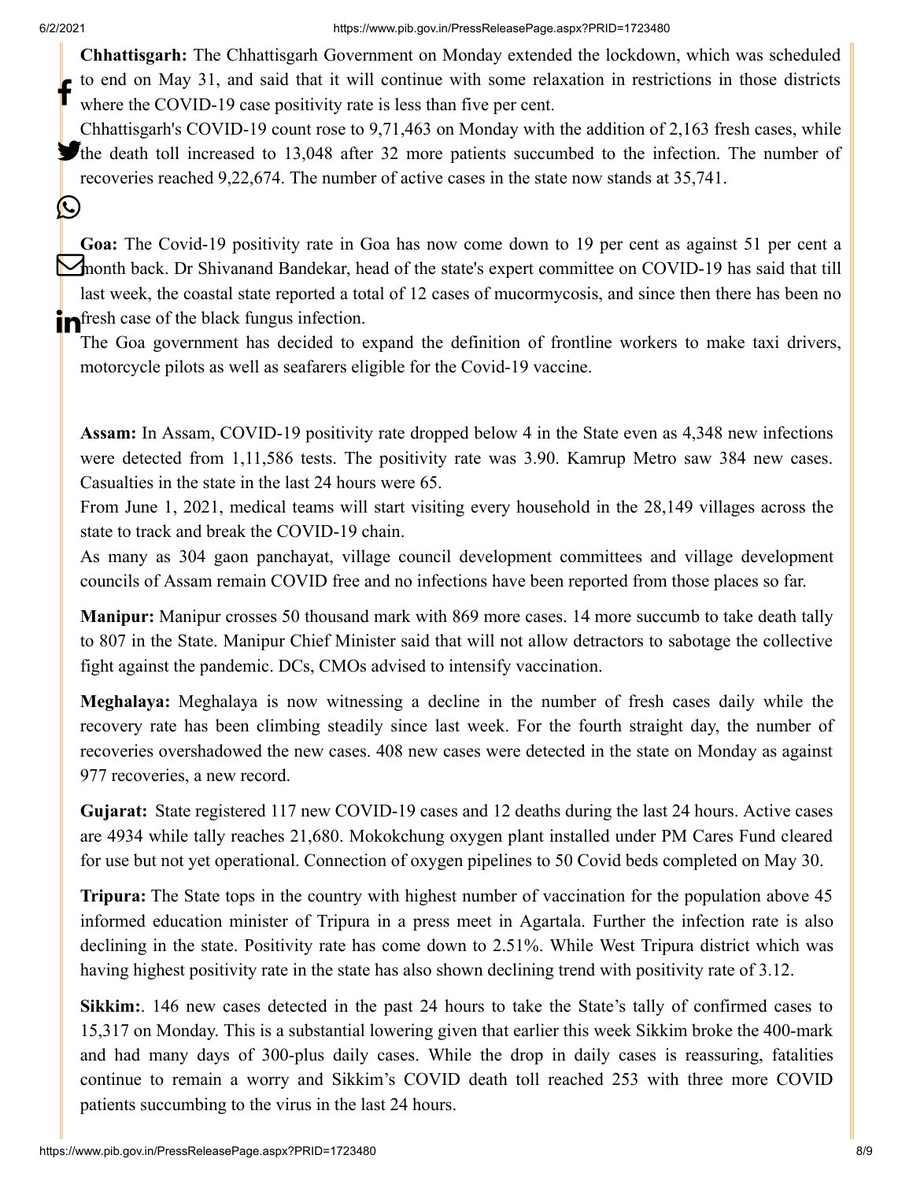**Chhattisgarh:** The Chhattisgarh Government on Monday extended the lockdown, which was scheduled to end on May 31, and said that it will continue with some relaxation in restrictions in those districts where the COVID-19 case positivity rate is less than five per cent.

Chhattisgarh's COVID-19 count rose to 9,71,463 on Monday with the addition of 2,163 fresh cases, while the death toll increased to 13,048 after 32 more patients succumbed to the infection. The number of recoveries reached 9,22,674. The number of active cases in the state now stands at 35,741.

**Goa:** The Covid-19 positivity rate in Goa has now come down to 19 per cent as against 51 per cent a month back. Dr Shivanand Bandekar, head of the state's expert committee on COVID-19 has said that till last week, the coastal state reported a total of 12 cases of mucormycosis, and since then there has been no fresh case of the black fungus infection.

The Goa government has decided to expand the definition of frontline workers to make taxi drivers, motorcycle pilots as well as seafarers eligible for the Covid-19 vaccine.

**Assam:** In Assam, COVID-19 positivity rate dropped below 4 in the State even as 4,348 new infections were detected from 1,11,586 tests. The positivity rate was 3.90. Kamrup Metro saw 384 new cases. Casualties in the state in the last 24 hours were 65.

From June 1, 2021, medical teams will start visiting every household in the 28,149 villages across the state to track and break the COVID-19 chain.

As many as 304 gaon panchayat, village council development committees and village development councils of Assam remain COVID free and no infections have been reported from those places so far.

**Manipur:** Manipur crosses 50 thousand mark with 869 more cases. 14 more succumb to take death tally to 807 in the State. Manipur Chief Minister said that will not allow detractors to sabotage the collective fight against the pandemic. DCs, CMOs advised to intensify vaccination.

**Meghalaya:** Meghalaya is now witnessing a decline in the number of fresh cases daily while the recovery rate has been climbing steadily since last week. For the fourth straight day, the number of recoveries overshadowed the new cases. 408 new cases were detected in the state on Monday as against 977 recoveries, a new record.

**Gujarat:** State registered 117 new COVID-19 cases and 12 deaths during the last 24 hours. Active cases are 4934 while tally reaches 21,680. Mokokchung oxygen plant installed under PM Cares Fund cleared for use but not yet operational. Connection of oxygen pipelines to 50 Covid beds completed on May 30.

**Tripura:** The State tops in the country with highest number of vaccination for the population above 45 informed education minister of Tripura in a press meet in Agartala. Further the infection rate is also declining in the state. Positivity rate has come down to 2.51%. While West Tripura district which was having highest positivity rate in the state has also shown declining trend with positivity rate of 3.12.

**Sikkim:**. 146 new cases detected in the past 24 hours to take the State's tally of confirmed cases to 15,317 on Monday. This is a substantial lowering given that earlier this week Sikkim broke the 400-mark and had many days of 300-plus daily cases. While the drop in daily cases is reassuring, fatalities continue to remain a worry and Sikkim's COVID death toll reached 253 with three more COVID patients succumbing to the virus in the last 24 hours.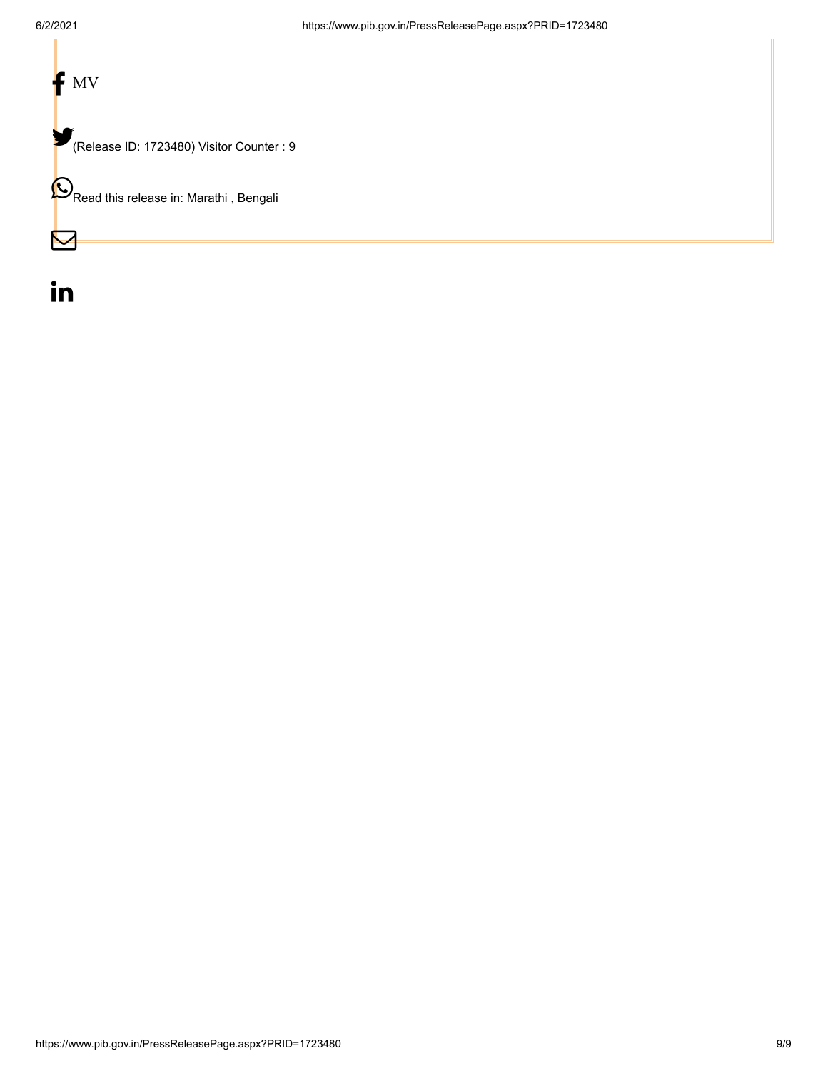MV

(Release ID: 1723480) Visitor Counter : 9

Read this release in: Marathi , Bengali